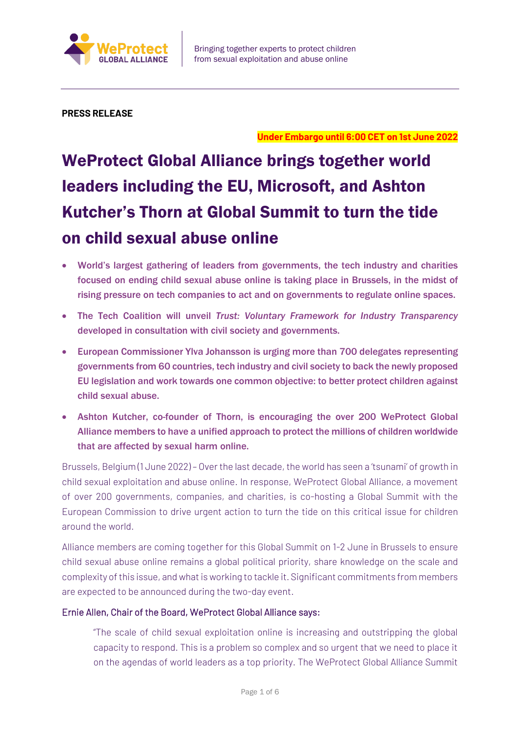WeProtect GLOBAL ALLIANCE

Bringing together experts to protect children from sexual exploitation and abuse online

**PRESS RELEASE**

**Under Embargo until 6:00 CET on 1st June 2022**

# WeProtect Global Alliance brings together world leaders including the EU, Microsoft, and Ashton Kutcher's Thorn at Global Summit to turn the tide on child sexual abuse online

- **World's largest gathering of leaders from governments, the tech industry and charities focused on ending child sexual abuse online is taking place in Brussels, in the midst of rising pressure on tech companies to act and on governments to regulate online spaces.**
- **The Tech Coalition will unveil *Trust: Voluntary Framework for Industry Transparency* developed in consultation with civil society and governments.**
- **European Commissioner Ylva Johansson is urging more than 700 delegates representing governments from 60 countries, tech industry and civil society to back the newly proposed EU legislation and work towards one common objective: to better protect children against child sexual abuse.**
- **Ashton Kutcher, co-founder of Thorn, is encouraging the over 200 WeProtect Global Alliance members to have a unified approach to protect the millions of children worldwide that are affected by sexual harm online.**

Brussels, Belgium (1 June 2022) – Over the last decade, the world has seen a 'tsunami' of growth in child sexual exploitation and abuse online. In response, WeProtect Global Alliance, a movement of over 200 governments, companies, and charities, is co-hosting a Global Summit with the European Commission to drive urgent action to turn the tide on this critical issue for children around the world.

Alliance members are coming together for this Global Summit on 1-2 June in Brussels to ensure child sexual abuse online remains a global political priority, share knowledge on the scale and complexity of this issue, and what is working to tackle it. Significant commitments from members are expected to be announced during the two-day event.

Ernie Allen, Chair of the Board, WeProtect Global Alliance says:

> "The scale of child sexual exploitation online is increasing and outstripping the global capacity to respond. This is a problem so complex and so urgent that we need to place it on the agendas of world leaders as a top priority. The WeProtect Global Alliance Summit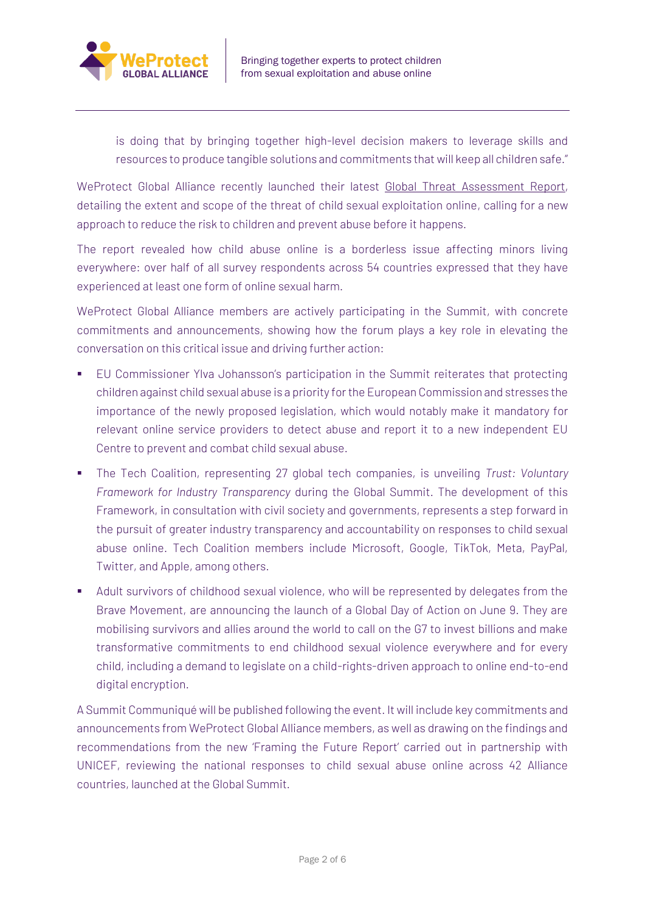is doing that by bringing together high-level decision makers to leverage skills and resources to produce tangible solutions and commitments that will keep all children safe."

WeProtect Global Alliance recently launched their latest Global Threat Assessment Report, detailing the extent and scope of the threat of child sexual exploitation online, calling for a new approach to reduce the risk to children and prevent abuse before it happens.

The report revealed how child abuse online is a borderless issue affecting minors living everywhere: over half of all survey respondents across 54 countries expressed that they have experienced at least one form of online sexual harm.

WeProtect Global Alliance members are actively participating in the Summit, with concrete commitments and announcements, showing how the forum plays a key role in elevating the conversation on this critical issue and driving further action:

- EU Commissioner Ylva Johansson's participation in the Summit reiterates that protecting children against child sexual abuse is a priority for the European Commission and stresses the importance of the newly proposed legislation, which would notably make it mandatory for relevant online service providers to detect abuse and report it to a new independent EU Centre to prevent and combat child sexual abuse.
- The Tech Coalition, representing 27 global tech companies, is unveiling *Trust: Voluntary Framework for Industry Transparency* during the Global Summit. The development of this Framework, in consultation with civil society and governments, represents a step forward in the pursuit of greater industry transparency and accountability on responses to child sexual abuse online. Tech Coalition members include Microsoft, Google, TikTok, Meta, PayPal, Twitter, and Apple, among others.
- Adult survivors of childhood sexual violence, who will be represented by delegates from the Brave Movement, are announcing the launch of a Global Day of Action on June 9. They are mobilising survivors and allies around the world to call on the G7 to invest billions and make transformative commitments to end childhood sexual violence everywhere and for every child, including a demand to legislate on a child-rights-driven approach to online end-to-end digital encryption.

A Summit Communiqué will be published following the event. It will include key commitments and announcements from WeProtect Global Alliance members, as well as drawing on the findings and recommendations from the new 'Framing the Future Report' carried out in partnership with UNICEF, reviewing the national responses to child sexual abuse online across 42 Alliance countries, launched at the Global Summit.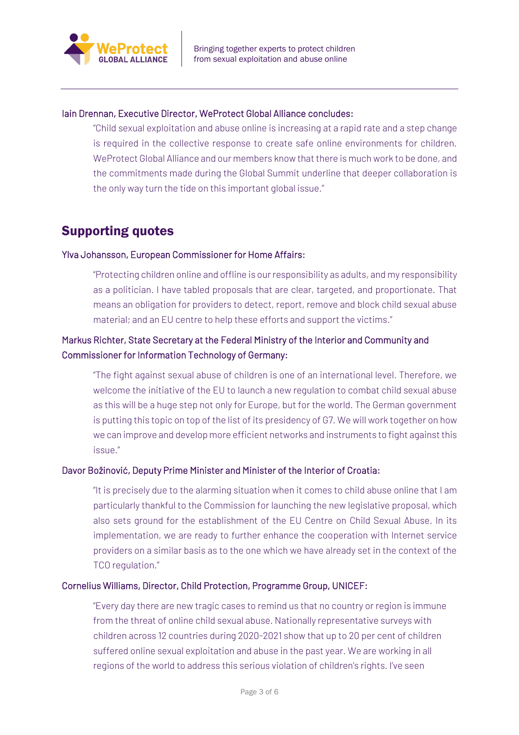Iain Drennan, Executive Director, WeProtect Global Alliance concludes:

> "Child sexual exploitation and abuse online is increasing at a rapid rate and a step change is required in the collective response to create safe online environments for children. WeProtect Global Alliance and our members know that there is much work to be done, and the commitments made during the Global Summit underline that deeper collaboration is the only way turn the tide on this important global issue."

## Supporting quotes

Ylva Johansson, European Commissioner for Home Affairs:

> "Protecting children online and offline is our responsibility as adults, and my responsibility as a politician. I have tabled proposals that are clear, targeted, and proportionate. That means an obligation for providers to detect, report, remove and block child sexual abuse material; and an EU centre to help these efforts and support the victims."

Markus Richter, State Secretary at the Federal Ministry of the Interior and Community and Commissioner for Information Technology of Germany:

> "The fight against sexual abuse of children is one of an international level. Therefore, we welcome the initiative of the EU to launch a new regulation to combat child sexual abuse as this will be a huge step not only for Europe, but for the world. The German government is putting this topic on top of the list of its presidency of G7. We will work together on how we can improve and develop more efficient networks and instruments to fight against this issue."

Davor Božinović, Deputy Prime Minister and Minister of the Interior of Croatia:

> "It is precisely due to the alarming situation when it comes to child abuse online that I am particularly thankful to the Commission for launching the new legislative proposal, which also sets ground for the establishment of the EU Centre on Child Sexual Abuse. In its implementation, we are ready to further enhance the cooperation with Internet service providers on a similar basis as to the one which we have already set in the context of the TCO regulation."

Cornelius Williams, Director, Child Protection, Programme Group, UNICEF:

> "Every day there are new tragic cases to remind us that no country or region is immune from the threat of online child sexual abuse. Nationally representative surveys with children across 12 countries during 2020-2021 show that up to 20 per cent of children suffered online sexual exploitation and abuse in the past year. We are working in all regions of the world to address this serious violation of children's rights. I've seen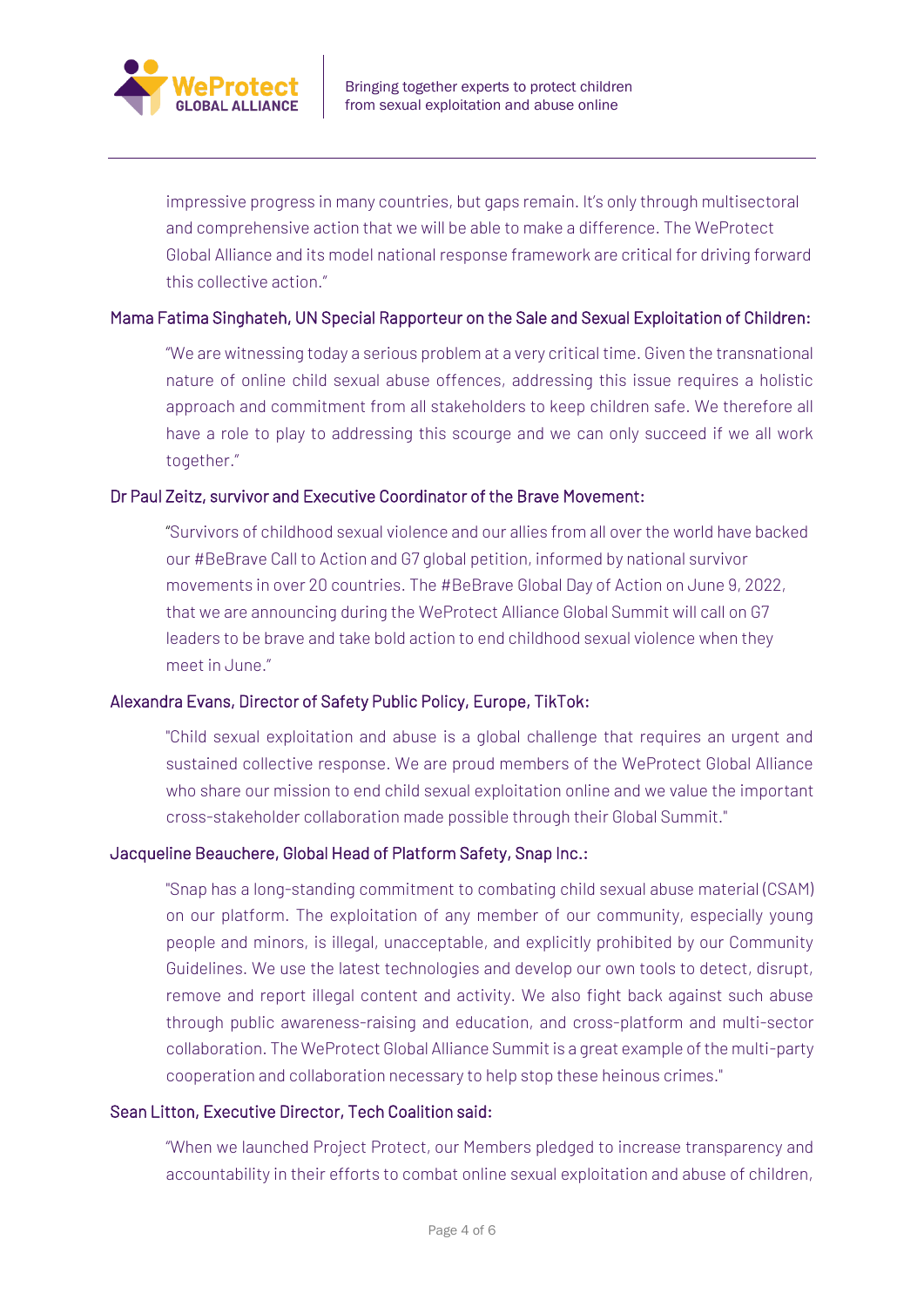impressive progress in many countries, but gaps remain. It's only through multisectoral and comprehensive action that we will be able to make a difference. The WeProtect Global Alliance and its model national response framework are critical for driving forward this collective action."

**Mama Fatima Singhateh, UN Special Rapporteur on the Sale and Sexual Exploitation of Children:**

"We are witnessing today a serious problem at a very critical time. Given the transnational nature of online child sexual abuse offences, addressing this issue requires a holistic approach and commitment from all stakeholders to keep children safe. We therefore all have a role to play to addressing this scourge and we can only succeed if we all work together."

**Dr Paul Zeitz, survivor and Executive Coordinator of the Brave Movement:**

"Survivors of childhood sexual violence and our allies from all over the world have backed our #BeBrave Call to Action and G7 global petition, informed by national survivor movements in over 20 countries. The #BeBrave Global Day of Action on June 9, 2022, that we are announcing during the WeProtect Alliance Global Summit will call on G7 leaders to be brave and take bold action to end childhood sexual violence when they meet in June."

**Alexandra Evans, Director of Safety Public Policy, Europe, TikTok:**

"Child sexual exploitation and abuse is a global challenge that requires an urgent and sustained collective response. We are proud members of the WeProtect Global Alliance who share our mission to end child sexual exploitation online and we value the important cross-stakeholder collaboration made possible through their Global Summit."

**Jacqueline Beauchere, Global Head of Platform Safety, Snap Inc.:**

"Snap has a long-standing commitment to combating child sexual abuse material (CSAM) on our platform. The exploitation of any member of our community, especially young people and minors, is illegal, unacceptable, and explicitly prohibited by our Community Guidelines. We use the latest technologies and develop our own tools to detect, disrupt, remove and report illegal content and activity. We also fight back against such abuse through public awareness-raising and education, and cross-platform and multi-sector collaboration. The WeProtect Global Alliance Summit is a great example of the multi-party cooperation and collaboration necessary to help stop these heinous crimes."

**Sean Litton, Executive Director, Tech Coalition said:**

"When we launched Project Protect, our Members pledged to increase transparency and accountability in their efforts to combat online sexual exploitation and abuse of children,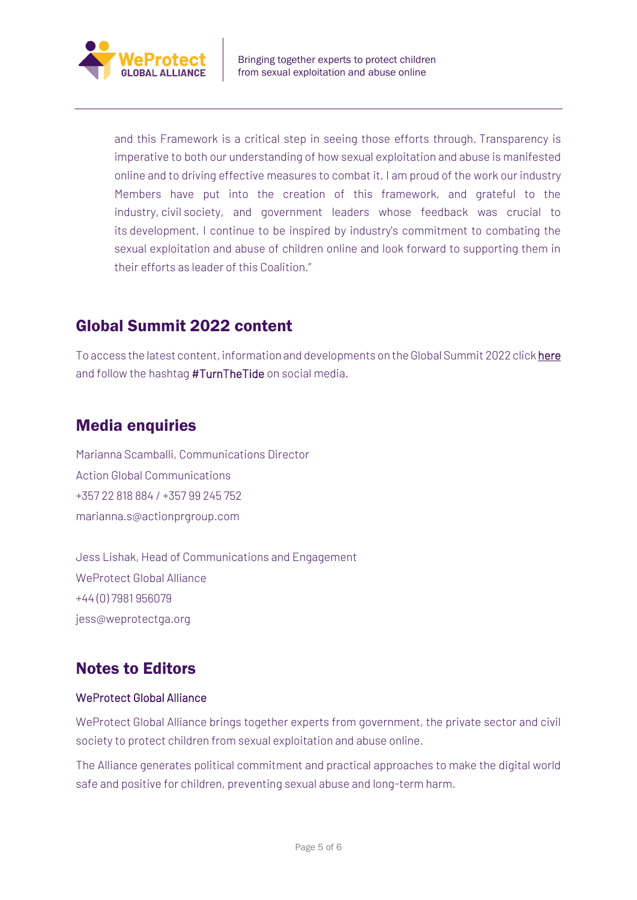and this Framework is a critical step in seeing those efforts through. Transparency is imperative to both our understanding of how sexual exploitation and abuse is manifested online and to driving effective measures to combat it. I am proud of the work our industry Members have put into the creation of this framework, and grateful to the industry, civil society, and government leaders whose feedback was crucial to its development. I continue to be inspired by industry's commitment to combating the sexual exploitation and abuse of children online and look forward to supporting them in their efforts as leader of this Coalition."

## Global Summit 2022 content

To access the latest content, information and developments on the Global Summit 2022 click here and follow the hashtag **#TurnTheTide** on social media.

## Media enquiries

Marianna Scamballi, Communications Director
Action Global Communications
+357 22 818 884 / +357 99 245 752
marianna.s@actionprgroup.com

Jess Lishak, Head of Communications and Engagement
WeProtect Global Alliance
+44 (0) 7981 956079
jess@weprotectga.org

## Notes to Editors

### WeProtect Global Alliance

WeProtect Global Alliance brings together experts from government, the private sector and civil society to protect children from sexual exploitation and abuse online.

The Alliance generates political commitment and practical approaches to make the digital world safe and positive for children, preventing sexual abuse and long-term harm.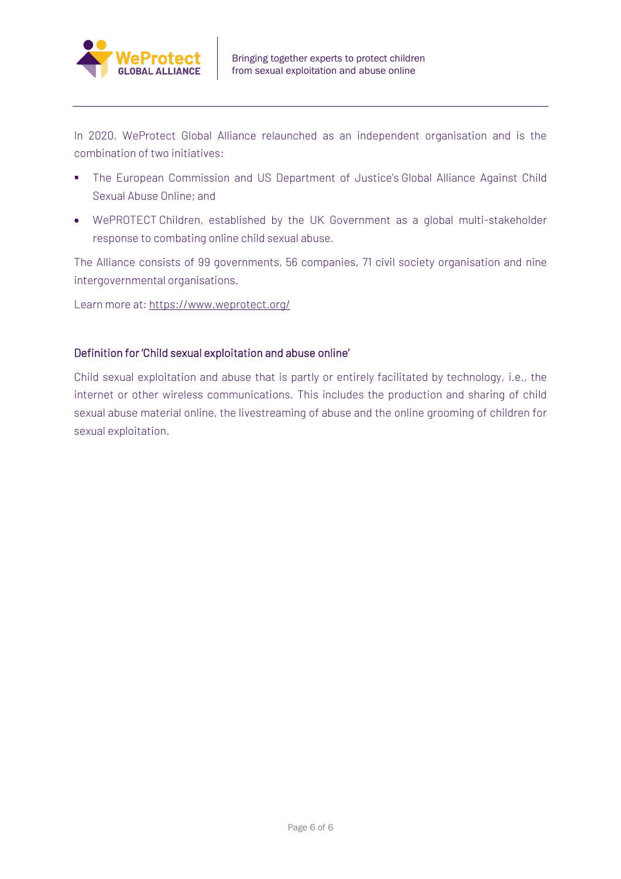In 2020, WeProtect Global Alliance relaunched as an independent organisation and is the combination of two initiatives:

- The European Commission and US Department of Justice's Global Alliance Against Child Sexual Abuse Online; and
- WePROTECT Children, established by the UK Government as a global multi-stakeholder response to combating online child sexual abuse.

The Alliance consists of 99 governments, 56 companies, 71 civil society organisation and nine intergovernmental organisations.

Learn more at: https://www.weprotect.org/

### Definition for 'Child sexual exploitation and abuse online'

Child sexual exploitation and abuse that is partly or entirely facilitated by technology, i.e., the internet or other wireless communications. This includes the production and sharing of child sexual abuse material online, the livestreaming of abuse and the online grooming of children for sexual exploitation.